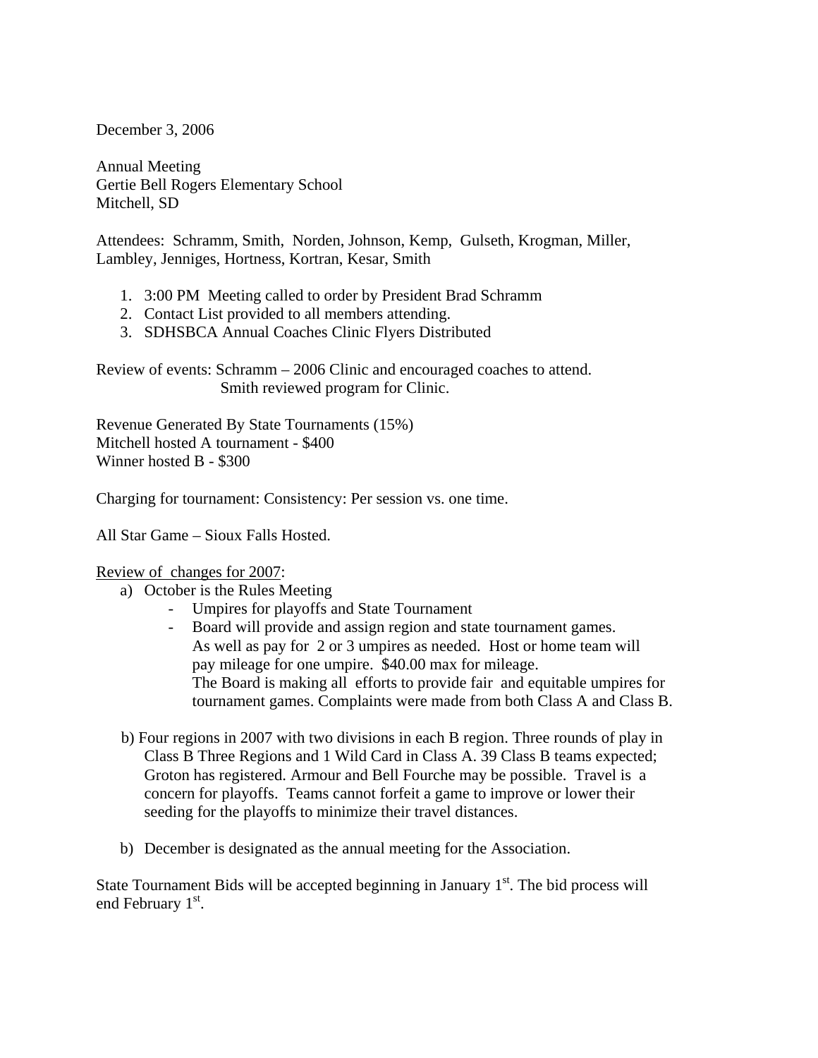December 3, 2006

Annual Meeting
Gertie Bell Rogers Elementary School
Mitchell, SD

Attendees: Schramm, Smith, Norden, Johnson, Kemp, Gulseth, Krogman, Miller, Lambley, Jenniges, Hortness, Kortran, Kesar, Smith

1. 3:00 PM Meeting called to order by President Brad Schramm
2. Contact List provided to all members attending.
3. SDHSBCA Annual Coaches Clinic Flyers Distributed

Review of events: Schramm – 2006 Clinic and encouraged coaches to attend.
Smith reviewed program for Clinic.

Revenue Generated By State Tournaments (15%)
Mitchell hosted A tournament - $400
Winner hosted B - $300

Charging for tournament: Consistency: Per session vs. one time.

All Star Game – Sioux Falls Hosted.

<u>Review of changes for 2007</u>:

a) October is the Rules Meeting
   - Umpires for playoffs and State Tournament
   - Board will provide and assign region and state tournament games. As well as pay for 2 or 3 umpires as needed. Host or home team will pay mileage for one umpire. $40.00 max for mileage. The Board is making all efforts to provide fair and equitable umpires for tournament games. Complaints were made from both Class A and Class B.

b) Four regions in 2007 with two divisions in each B region. Three rounds of play in Class B Three Regions and 1 Wild Card in Class A. 39 Class B teams expected; Groton has registered. Armour and Bell Fourche may be possible. Travel is a concern for playoffs. Teams cannot forfeit a game to improve or lower their seeding for the playoffs to minimize their travel distances.

b) December is designated as the annual meeting for the Association.

State Tournament Bids will be accepted beginning in January 1st. The bid process will end February 1st.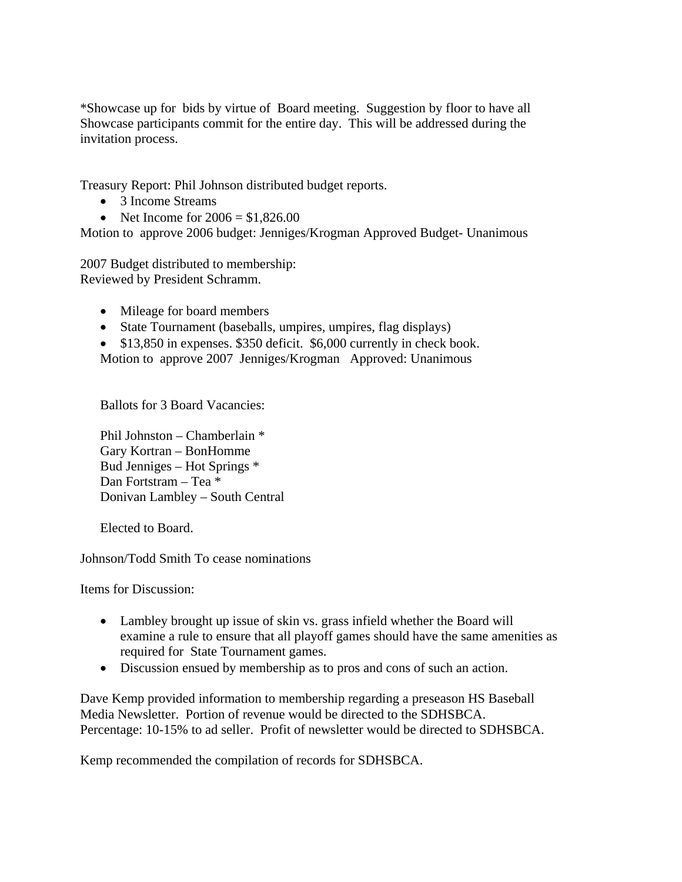*Showcase up for bids by virtue of Board meeting. Suggestion by floor to have all Showcase participants commit for the entire day. This will be addressed during the invitation process.

Treasury Report: Phil Johnson distributed budget reports.

- 3 Income Streams
- Net Income for 2006 = $1,826.00

Motion to approve 2006 budget: Jenniges/Krogman Approved Budget- Unanimous

2007 Budget distributed to membership:
Reviewed by President Schramm.

- Mileage for board members
- State Tournament (baseballs, umpires, umpires, flag displays)
- $13,850 in expenses. $350 deficit. $6,000 currently in check book.

Motion to approve 2007 Jenniges/Krogman Approved: Unanimous

Ballots for 3 Board Vacancies:

Phil Johnston – Chamberlain *
Gary Kortran – BonHomme
Bud Jenniges – Hot Springs *
Dan Fortstram – Tea *
Donivan Lambley – South Central

Elected to Board.

Johnson/Todd Smith To cease nominations

Items for Discussion:

- Lambley brought up issue of skin vs. grass infield whether the Board will examine a rule to ensure that all playoff games should have the same amenities as required for State Tournament games.
- Discussion ensued by membership as to pros and cons of such an action.

Dave Kemp provided information to membership regarding a preseason HS Baseball Media Newsletter. Portion of revenue would be directed to the SDHSBCA. Percentage: 10-15% to ad seller. Profit of newsletter would be directed to SDHSBCA.

Kemp recommended the compilation of records for SDHSBCA.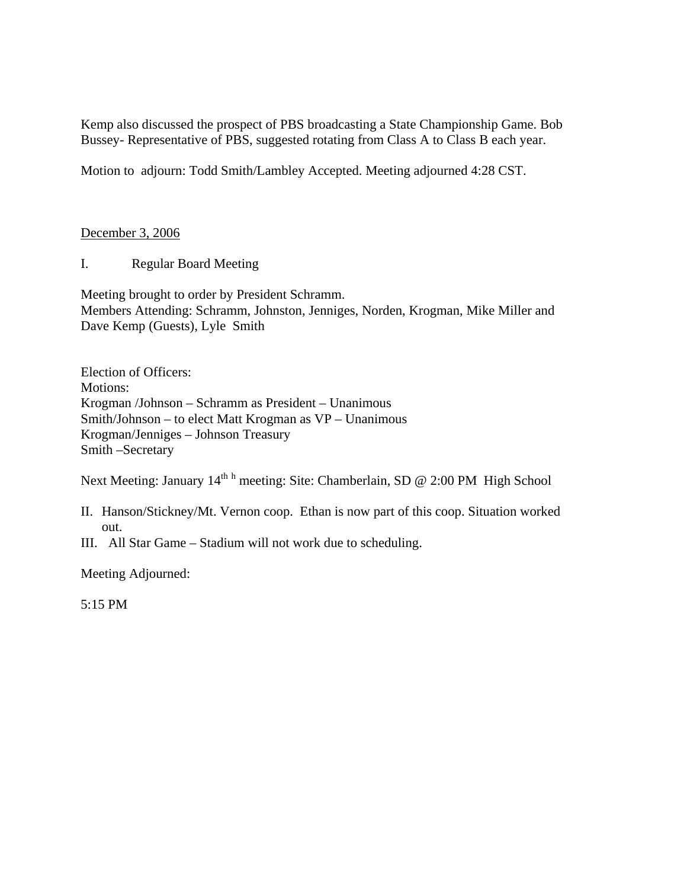Kemp also discussed the prospect of PBS broadcasting a State Championship Game. Bob Bussey- Representative of PBS, suggested rotating from Class A to Class B each year.

Motion to adjourn: Todd Smith/Lambley Accepted. Meeting adjourned 4:28 CST.

<u>December 3, 2006</u>

I. Regular Board Meeting

Meeting brought to order by President Schramm.
Members Attending: Schramm, Johnston, Jenniges, Norden, Krogman, Mike Miller and Dave Kemp (Guests), Lyle Smith

Election of Officers:
Motions:
Krogman /Johnson – Schramm as President – Unanimous
Smith/Johnson – to elect Matt Krogman as VP – Unanimous
Krogman/Jenniges – Johnson Treasury
Smith –Secretary

Next Meeting: January 14th h meeting: Site: Chamberlain, SD @ 2:00 PM High School

II. Hanson/Stickney/Mt. Vernon coop. Ethan is now part of this coop. Situation worked out.
III. All Star Game – Stadium will not work due to scheduling.

Meeting Adjourned:

5:15 PM